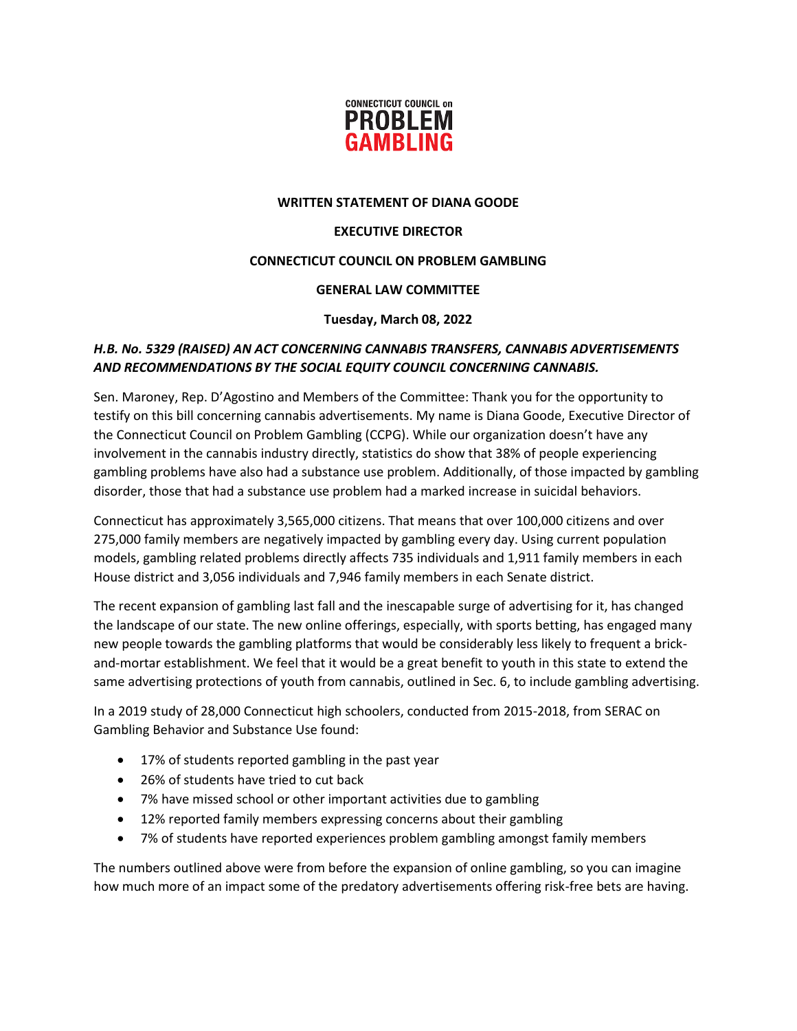CONNECTICUT COUNCIL on
**PROBLEM GAMBLING**

**WRITTEN STATEMENT OF DIANA GOODE**

**EXECUTIVE DIRECTOR**

**CONNECTICUT COUNCIL ON PROBLEM GAMBLING**

**GENERAL LAW COMMITTEE**

**Tuesday, March 08, 2022**

***H.B. No. 5329 (RAISED) AN ACT CONCERNING CANNABIS TRANSFERS, CANNABIS ADVERTISEMENTS AND RECOMMENDATIONS BY THE SOCIAL EQUITY COUNCIL CONCERNING CANNABIS.***

Sen. Maroney, Rep. D'Agostino and Members of the Committee: Thank you for the opportunity to testify on this bill concerning cannabis advertisements. My name is Diana Goode, Executive Director of the Connecticut Council on Problem Gambling (CCPG). While our organization doesn't have any involvement in the cannabis industry directly, statistics do show that 38% of people experiencing gambling problems have also had a substance use problem. Additionally, of those impacted by gambling disorder, those that had a substance use problem had a marked increase in suicidal behaviors.

Connecticut has approximately 3,565,000 citizens. That means that over 100,000 citizens and over 275,000 family members are negatively impacted by gambling every day. Using current population models, gambling related problems directly affects 735 individuals and 1,911 family members in each House district and 3,056 individuals and 7,946 family members in each Senate district.

The recent expansion of gambling last fall and the inescapable surge of advertising for it, has changed the landscape of our state. The new online offerings, especially, with sports betting, has engaged many new people towards the gambling platforms that would be considerably less likely to frequent a brick-and-mortar establishment. We feel that it would be a great benefit to youth in this state to extend the same advertising protections of youth from cannabis, outlined in Sec. 6, to include gambling advertising.

In a 2019 study of 28,000 Connecticut high schoolers, conducted from 2015-2018, from SERAC on Gambling Behavior and Substance Use found:

- 17% of students reported gambling in the past year
- 26% of students have tried to cut back
- 7% have missed school or other important activities due to gambling
- 12% reported family members expressing concerns about their gambling
- 7% of students have reported experiences problem gambling amongst family members

The numbers outlined above were from before the expansion of online gambling, so you can imagine how much more of an impact some of the predatory advertisements offering risk-free bets are having.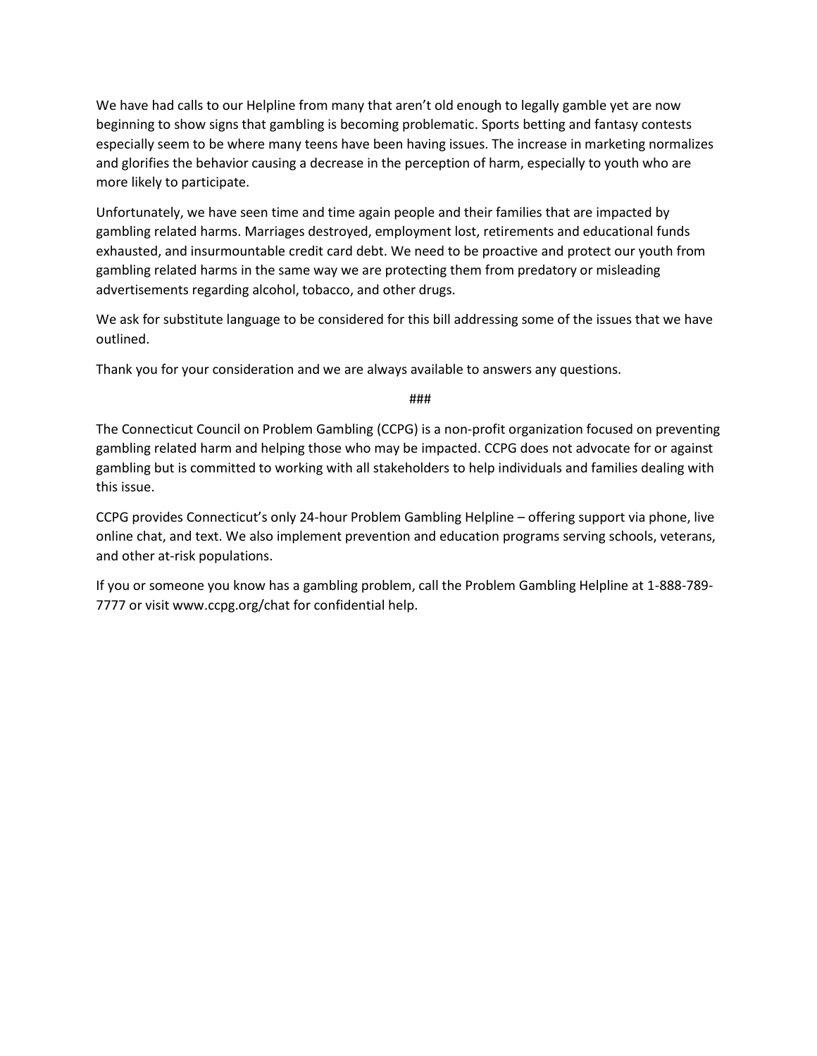We have had calls to our Helpline from many that aren't old enough to legally gamble yet are now beginning to show signs that gambling is becoming problematic. Sports betting and fantasy contests especially seem to be where many teens have been having issues. The increase in marketing normalizes and glorifies the behavior causing a decrease in the perception of harm, especially to youth who are more likely to participate.

Unfortunately, we have seen time and time again people and their families that are impacted by gambling related harms. Marriages destroyed, employment lost, retirements and educational funds exhausted, and insurmountable credit card debt. We need to be proactive and protect our youth from gambling related harms in the same way we are protecting them from predatory or misleading advertisements regarding alcohol, tobacco, and other drugs.

We ask for substitute language to be considered for this bill addressing some of the issues that we have outlined.

Thank you for your consideration and we are always available to answers any questions.

###

The Connecticut Council on Problem Gambling (CCPG) is a non-profit organization focused on preventing gambling related harm and helping those who may be impacted. CCPG does not advocate for or against gambling but is committed to working with all stakeholders to help individuals and families dealing with this issue.

CCPG provides Connecticut's only 24-hour Problem Gambling Helpline – offering support via phone, live online chat, and text. We also implement prevention and education programs serving schools, veterans, and other at-risk populations.

If you or someone you know has a gambling problem, call the Problem Gambling Helpline at 1-888-789-7777 or visit www.ccpg.org/chat for confidential help.